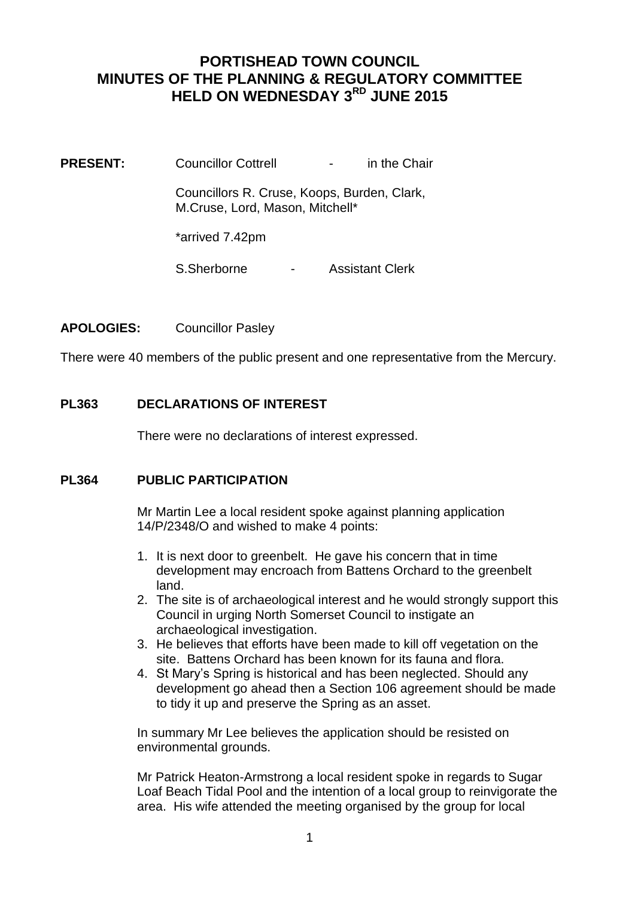# PORTISHEAD TOWN COUNCIL
# MINUTES OF THE PLANNING & REGULATORY COMMITTEE
# HELD ON WEDNESDAY 3RD JUNE 2015

**PRESENT:** Councillor Cottrell - in the Chair

Councillors R. Cruse, Koops, Burden, Clark, M.Cruse, Lord, Mason, Mitchell*

*arrived 7.42pm

S.Sherborne - Assistant Clerk

**APOLOGIES:** Councillor Pasley

There were 40 members of the public present and one representative from the Mercury.

## PL363 DECLARATIONS OF INTEREST

There were no declarations of interest expressed.

## PL364 PUBLIC PARTICIPATION

Mr Martin Lee a local resident spoke against planning application 14/P/2348/O and wished to make 4 points:

1. It is next door to greenbelt. He gave his concern that in time development may encroach from Battens Orchard to the greenbelt land.
2. The site is of archaeological interest and he would strongly support this Council in urging North Somerset Council to instigate an archaeological investigation.
3. He believes that efforts have been made to kill off vegetation on the site. Battens Orchard has been known for its fauna and flora.
4. St Mary's Spring is historical and has been neglected. Should any development go ahead then a Section 106 agreement should be made to tidy it up and preserve the Spring as an asset.

In summary Mr Lee believes the application should be resisted on environmental grounds.

Mr Patrick Heaton-Armstrong a local resident spoke in regards to Sugar Loaf Beach Tidal Pool and the intention of a local group to reinvigorate the area. His wife attended the meeting organised by the group for local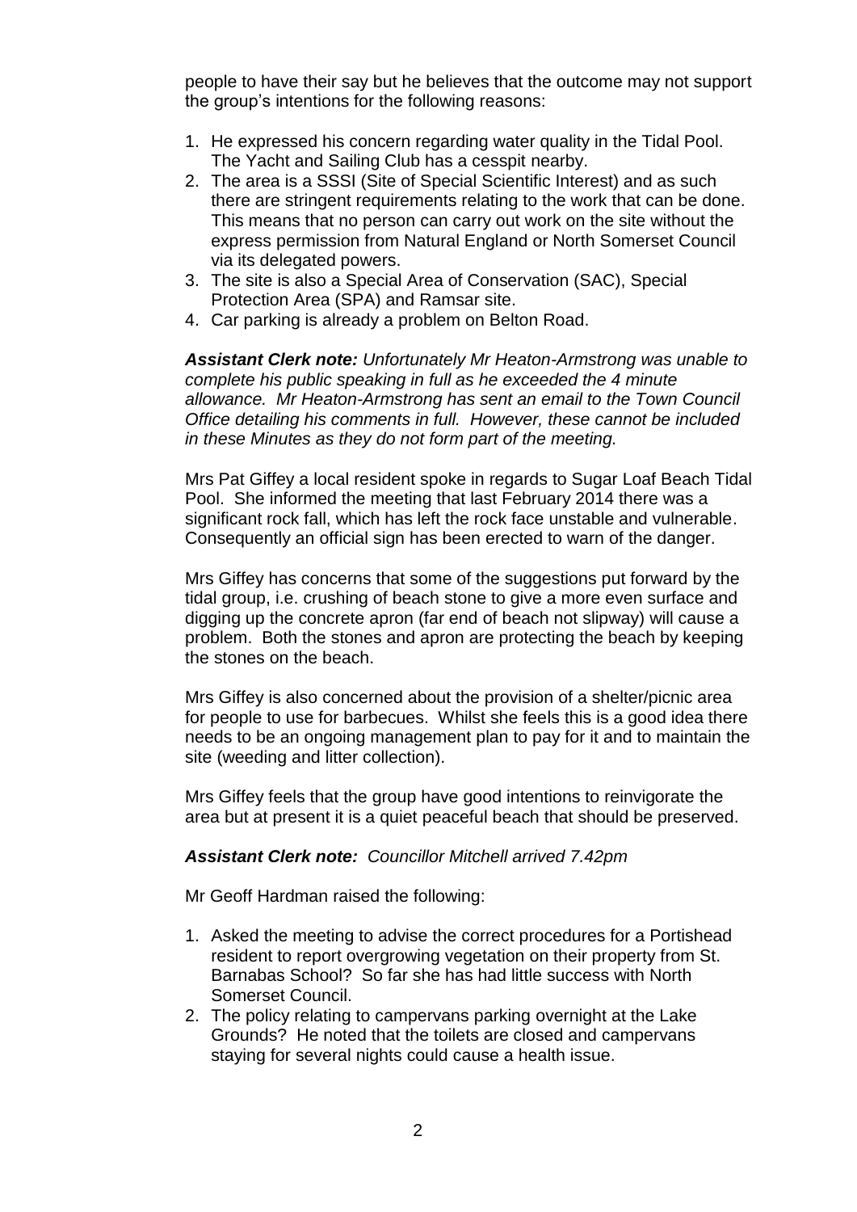people to have their say but he believes that the outcome may not support the group's intentions for the following reasons:

1. He expressed his concern regarding water quality in the Tidal Pool. The Yacht and Sailing Club has a cesspit nearby.
2. The area is a SSSI (Site of Special Scientific Interest) and as such there are stringent requirements relating to the work that can be done. This means that no person can carry out work on the site without the express permission from Natural England or North Somerset Council via its delegated powers.
3. The site is also a Special Area of Conservation (SAC), Special Protection Area (SPA) and Ramsar site.
4. Car parking is already a problem on Belton Road.

***Assistant Clerk note:*** *Unfortunately Mr Heaton-Armstrong was unable to complete his public speaking in full as he exceeded the 4 minute allowance. Mr Heaton-Armstrong has sent an email to the Town Council Office detailing his comments in full. However, these cannot be included in these Minutes as they do not form part of the meeting.*

Mrs Pat Giffey a local resident spoke in regards to Sugar Loaf Beach Tidal Pool. She informed the meeting that last February 2014 there was a significant rock fall, which has left the rock face unstable and vulnerable. Consequently an official sign has been erected to warn of the danger.

Mrs Giffey has concerns that some of the suggestions put forward by the tidal group, i.e. crushing of beach stone to give a more even surface and digging up the concrete apron (far end of beach not slipway) will cause a problem. Both the stones and apron are protecting the beach by keeping the stones on the beach.

Mrs Giffey is also concerned about the provision of a shelter/picnic area for people to use for barbecues. Whilst she feels this is a good idea there needs to be an ongoing management plan to pay for it and to maintain the site (weeding and litter collection).

Mrs Giffey feels that the group have good intentions to reinvigorate the area but at present it is a quiet peaceful beach that should be preserved.

***Assistant Clerk note:*** *Councillor Mitchell arrived 7.42pm*

Mr Geoff Hardman raised the following:

1. Asked the meeting to advise the correct procedures for a Portishead resident to report overgrowing vegetation on their property from St. Barnabas School? So far she has had little success with North Somerset Council.
2. The policy relating to campervans parking overnight at the Lake Grounds? He noted that the toilets are closed and campervans staying for several nights could cause a health issue.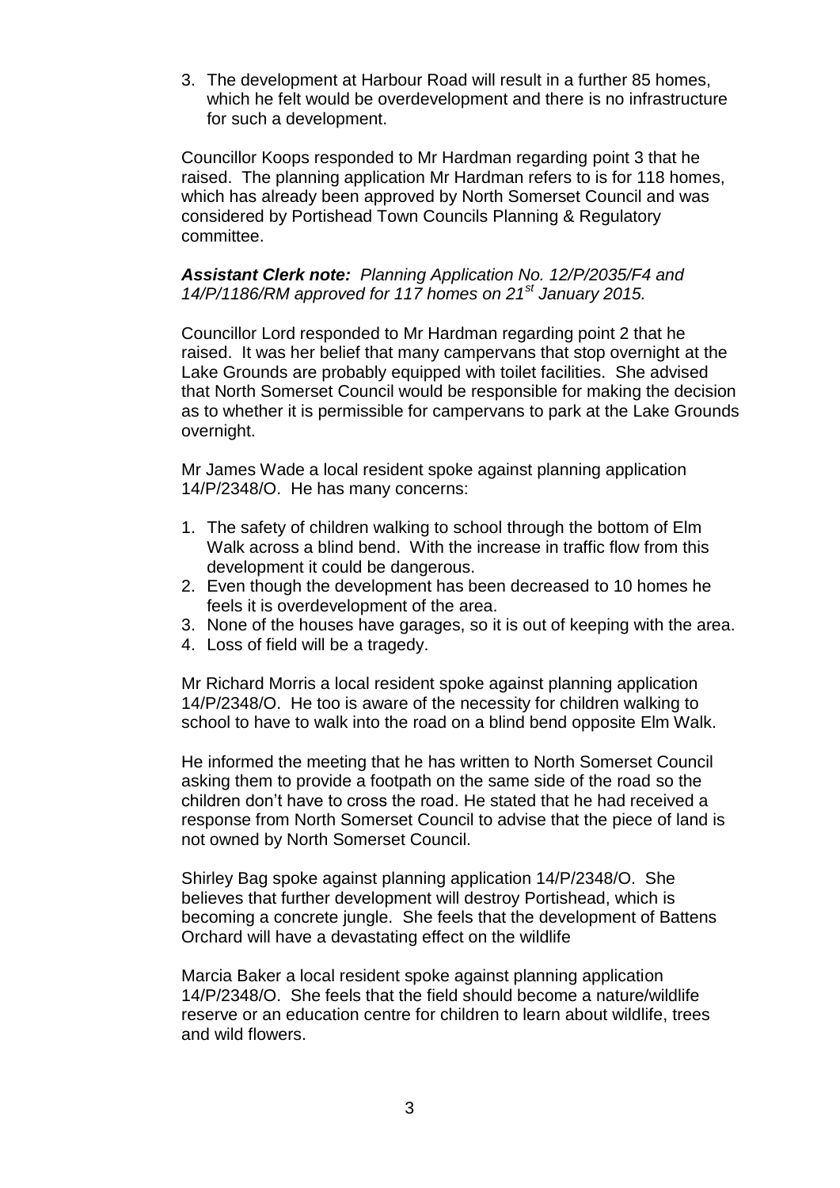3. The development at Harbour Road will result in a further 85 homes, which he felt would be overdevelopment and there is no infrastructure for such a development.

Councillor Koops responded to Mr Hardman regarding point 3 that he raised. The planning application Mr Hardman refers to is for 118 homes, which has already been approved by North Somerset Council and was considered by Portishead Town Councils Planning & Regulatory committee.

***Assistant Clerk note:*** *Planning Application No. 12/P/2035/F4 and 14/P/1186/RM approved for 117 homes on 21st January 2015.*

Councillor Lord responded to Mr Hardman regarding point 2 that he raised. It was her belief that many campervans that stop overnight at the Lake Grounds are probably equipped with toilet facilities. She advised that North Somerset Council would be responsible for making the decision as to whether it is permissible for campervans to park at the Lake Grounds overnight.

Mr James Wade a local resident spoke against planning application 14/P/2348/O. He has many concerns:

1. The safety of children walking to school through the bottom of Elm Walk across a blind bend. With the increase in traffic flow from this development it could be dangerous.
2. Even though the development has been decreased to 10 homes he feels it is overdevelopment of the area.
3. None of the houses have garages, so it is out of keeping with the area.
4. Loss of field will be a tragedy.

Mr Richard Morris a local resident spoke against planning application 14/P/2348/O. He too is aware of the necessity for children walking to school to have to walk into the road on a blind bend opposite Elm Walk.

He informed the meeting that he has written to North Somerset Council asking them to provide a footpath on the same side of the road so the children don't have to cross the road. He stated that he had received a response from North Somerset Council to advise that the piece of land is not owned by North Somerset Council.

Shirley Bag spoke against planning application 14/P/2348/O. She believes that further development will destroy Portishead, which is becoming a concrete jungle. She feels that the development of Battens Orchard will have a devastating effect on the wildlife

Marcia Baker a local resident spoke against planning application 14/P/2348/O. She feels that the field should become a nature/wildlife reserve or an education centre for children to learn about wildlife, trees and wild flowers.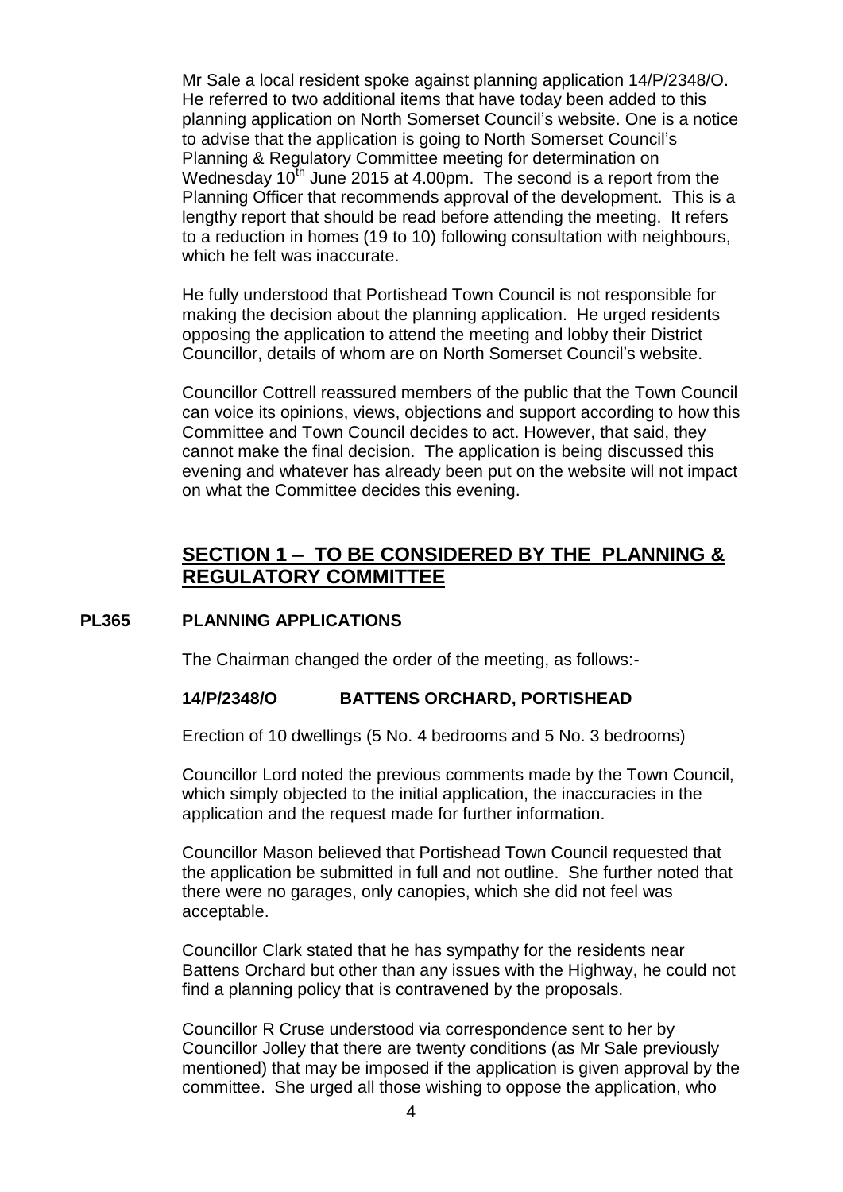Mr Sale a local resident spoke against planning application 14/P/2348/O. He referred to two additional items that have today been added to this planning application on North Somerset Council's website. One is a notice to advise that the application is going to North Somerset Council's Planning & Regulatory Committee meeting for determination on Wednesday 10th June 2015 at 4.00pm. The second is a report from the Planning Officer that recommends approval of the development. This is a lengthy report that should be read before attending the meeting. It refers to a reduction in homes (19 to 10) following consultation with neighbours, which he felt was inaccurate.

He fully understood that Portishead Town Council is not responsible for making the decision about the planning application. He urged residents opposing the application to attend the meeting and lobby their District Councillor, details of whom are on North Somerset Council's website.

Councillor Cottrell reassured members of the public that the Town Council can voice its opinions, views, objections and support according to how this Committee and Town Council decides to act. However, that said, they cannot make the final decision. The application is being discussed this evening and whatever has already been put on the website will not impact on what the Committee decides this evening.

## SECTION 1 – TO BE CONSIDERED BY THE PLANNING & REGULATORY COMMITTEE

### PL365 PLANNING APPLICATIONS

The Chairman changed the order of the meeting, as follows:-

**14/P/2348/O BATTENS ORCHARD, PORTISHEAD**

Erection of 10 dwellings (5 No. 4 bedrooms and 5 No. 3 bedrooms)

Councillor Lord noted the previous comments made by the Town Council, which simply objected to the initial application, the inaccuracies in the application and the request made for further information.

Councillor Mason believed that Portishead Town Council requested that the application be submitted in full and not outline. She further noted that there were no garages, only canopies, which she did not feel was acceptable.

Councillor Clark stated that he has sympathy for the residents near Battens Orchard but other than any issues with the Highway, he could not find a planning policy that is contravened by the proposals.

Councillor R Cruse understood via correspondence sent to her by Councillor Jolley that there are twenty conditions (as Mr Sale previously mentioned) that may be imposed if the application is given approval by the committee. She urged all those wishing to oppose the application, who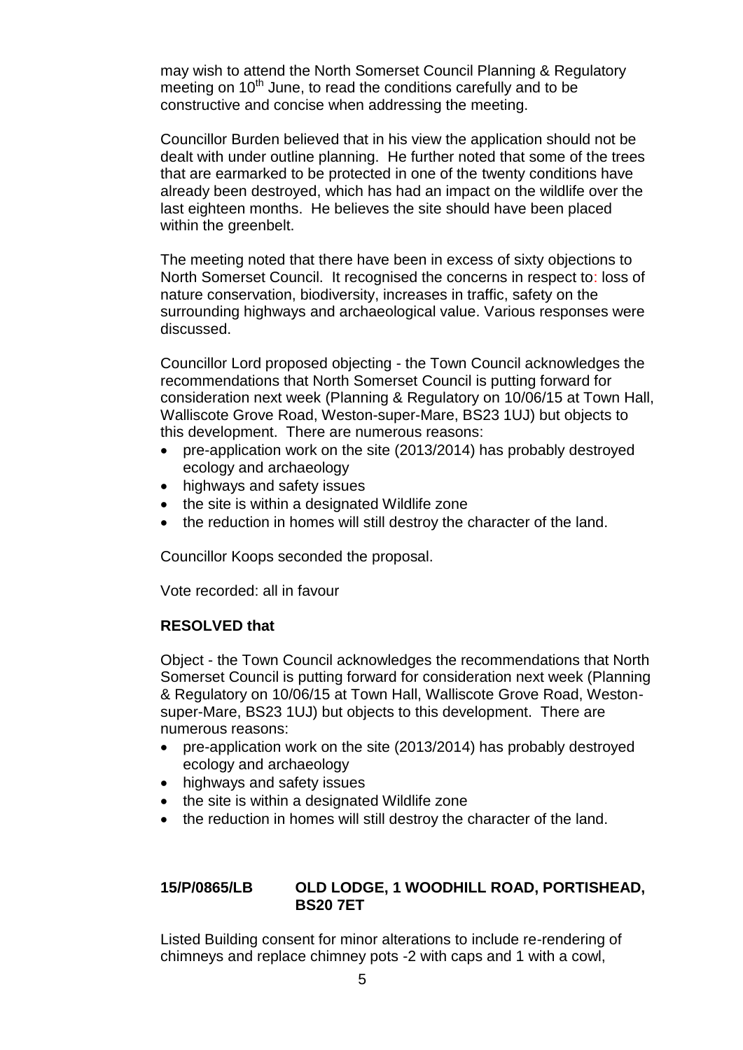may wish to attend the North Somerset Council Planning & Regulatory meeting on 10th June, to read the conditions carefully and to be constructive and concise when addressing the meeting.

Councillor Burden believed that in his view the application should not be dealt with under outline planning. He further noted that some of the trees that are earmarked to be protected in one of the twenty conditions have already been destroyed, which has had an impact on the wildlife over the last eighteen months. He believes the site should have been placed within the greenbelt.

The meeting noted that there have been in excess of sixty objections to North Somerset Council. It recognised the concerns in respect to: loss of nature conservation, biodiversity, increases in traffic, safety on the surrounding highways and archaeological value. Various responses were discussed.

Councillor Lord proposed objecting - the Town Council acknowledges the recommendations that North Somerset Council is putting forward for consideration next week (Planning & Regulatory on 10/06/15 at Town Hall, Walliscote Grove Road, Weston-super-Mare, BS23 1UJ) but objects to this development. There are numerous reasons:

- pre-application work on the site (2013/2014) has probably destroyed ecology and archaeology
- highways and safety issues
- the site is within a designated Wildlife zone
- the reduction in homes will still destroy the character of the land.

Councillor Koops seconded the proposal.

Vote recorded: all in favour

**RESOLVED that**

Object - the Town Council acknowledges the recommendations that North Somerset Council is putting forward for consideration next week (Planning & Regulatory on 10/06/15 at Town Hall, Walliscote Grove Road, Weston-super-Mare, BS23 1UJ) but objects to this development. There are numerous reasons:

- pre-application work on the site (2013/2014) has probably destroyed ecology and archaeology
- highways and safety issues
- the site is within a designated Wildlife zone
- the reduction in homes will still destroy the character of the land.

**15/P/0865/LB OLD LODGE, 1 WOODHILL ROAD, PORTISHEAD, BS20 7ET**

Listed Building consent for minor alterations to include re-rendering of chimneys and replace chimney pots -2 with caps and 1 with a cowl,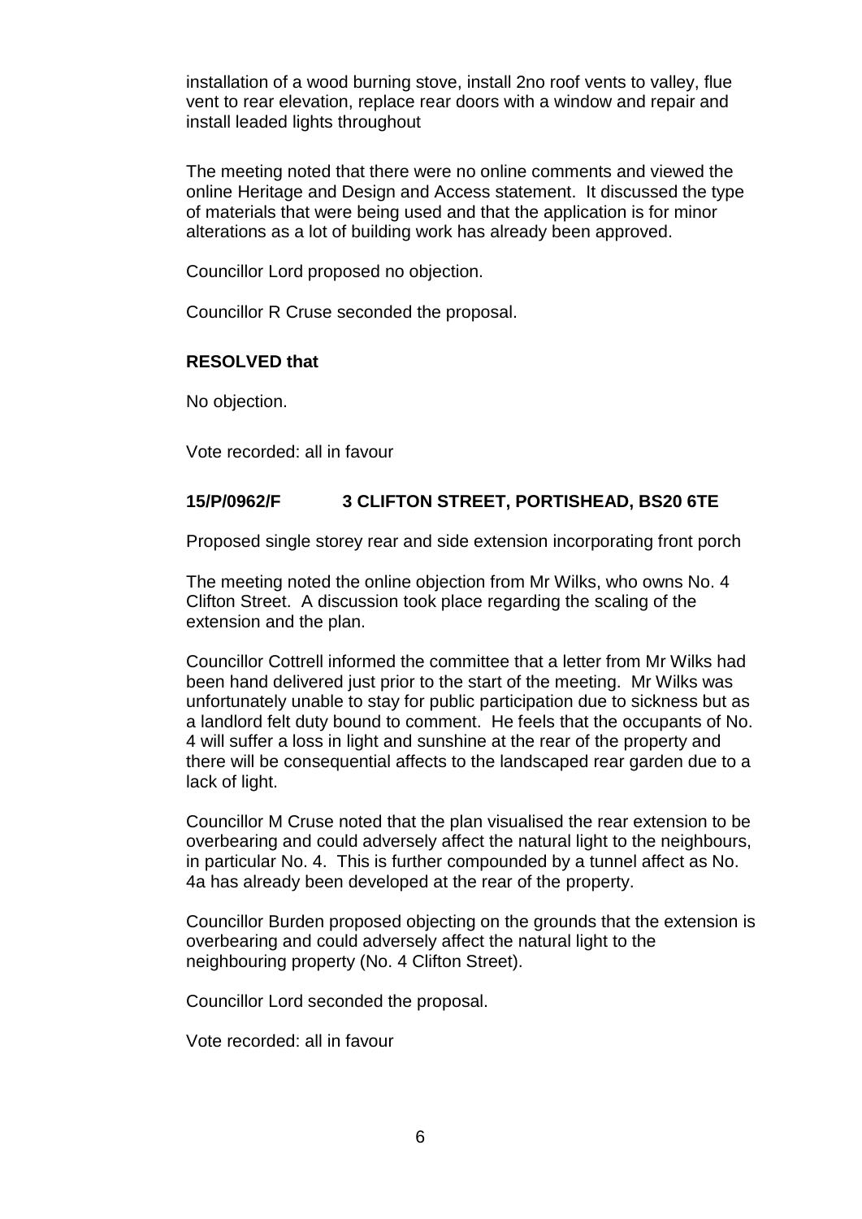installation of a wood burning stove, install 2no roof vents to valley, flue vent to rear elevation, replace rear doors with a window and repair and install leaded lights throughout

The meeting noted that there were no online comments and viewed the online Heritage and Design and Access statement. It discussed the type of materials that were being used and that the application is for minor alterations as a lot of building work has already been approved.

Councillor Lord proposed no objection.

Councillor R Cruse seconded the proposal.

**RESOLVED that**

No objection.

Vote recorded: all in favour

**15/P/0962/F 3 CLIFTON STREET, PORTISHEAD, BS20 6TE**

Proposed single storey rear and side extension incorporating front porch

The meeting noted the online objection from Mr Wilks, who owns No. 4 Clifton Street. A discussion took place regarding the scaling of the extension and the plan.

Councillor Cottrell informed the committee that a letter from Mr Wilks had been hand delivered just prior to the start of the meeting. Mr Wilks was unfortunately unable to stay for public participation due to sickness but as a landlord felt duty bound to comment. He feels that the occupants of No. 4 will suffer a loss in light and sunshine at the rear of the property and there will be consequential affects to the landscaped rear garden due to a lack of light.

Councillor M Cruse noted that the plan visualised the rear extension to be overbearing and could adversely affect the natural light to the neighbours, in particular No. 4. This is further compounded by a tunnel affect as No. 4a has already been developed at the rear of the property.

Councillor Burden proposed objecting on the grounds that the extension is overbearing and could adversely affect the natural light to the neighbouring property (No. 4 Clifton Street).

Councillor Lord seconded the proposal.

Vote recorded: all in favour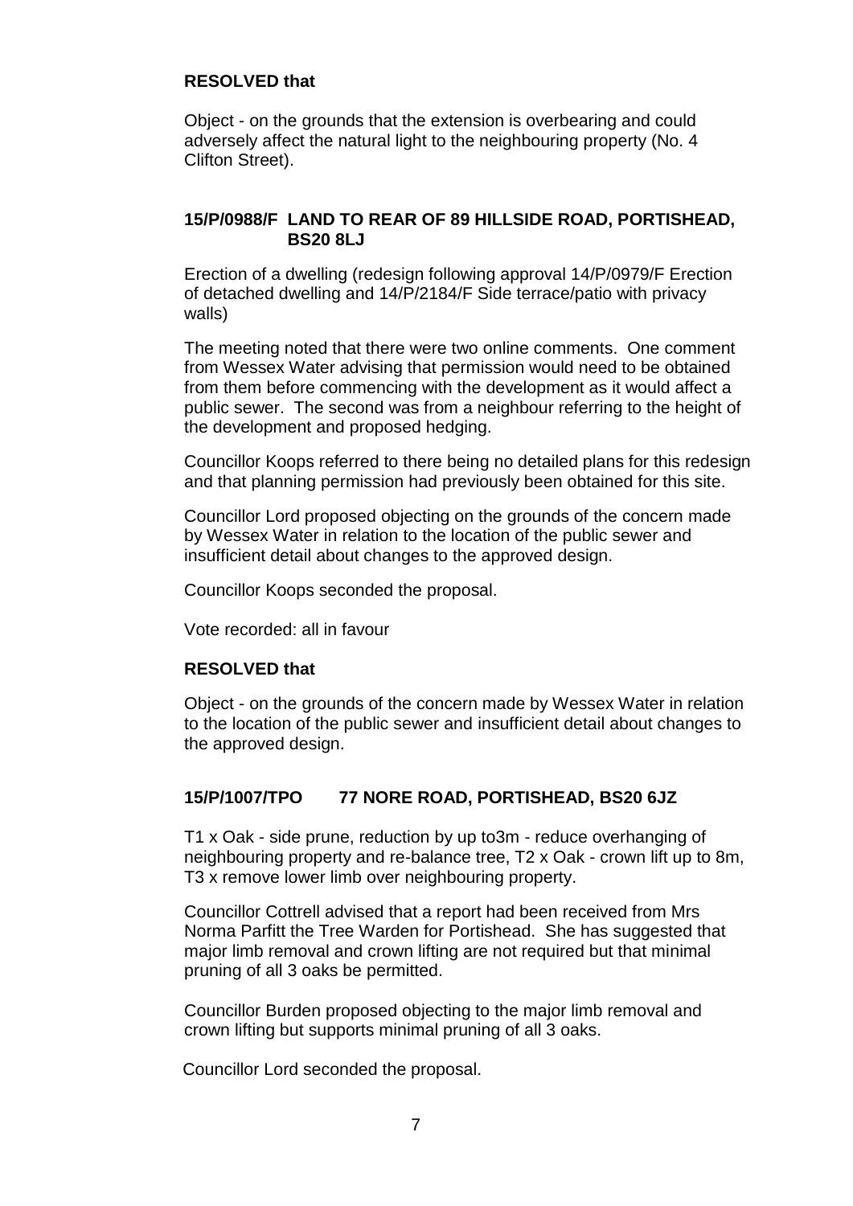**RESOLVED that**

Object - on the grounds that the extension is overbearing and could adversely affect the natural light to the neighbouring property (No. 4 Clifton Street).

### 15/P/0988/F LAND TO REAR OF 89 HILLSIDE ROAD, PORTISHEAD, BS20 8LJ

Erection of a dwelling (redesign following approval 14/P/0979/F Erection of detached dwelling and 14/P/2184/F Side terrace/patio with privacy walls)

The meeting noted that there were two online comments. One comment from Wessex Water advising that permission would need to be obtained from them before commencing with the development as it would affect a public sewer. The second was from a neighbour referring to the height of the development and proposed hedging.

Councillor Koops referred to there being no detailed plans for this redesign and that planning permission had previously been obtained for this site.

Councillor Lord proposed objecting on the grounds of the concern made by Wessex Water in relation to the location of the public sewer and insufficient detail about changes to the approved design.

Councillor Koops seconded the proposal.

Vote recorded: all in favour

**RESOLVED that**

Object - on the grounds of the concern made by Wessex Water in relation to the location of the public sewer and insufficient detail about changes to the approved design.

### 15/P/1007/TPO 77 NORE ROAD, PORTISHEAD, BS20 6JZ

T1 x Oak - side prune, reduction by up to3m - reduce overhanging of neighbouring property and re-balance tree, T2 x Oak - crown lift up to 8m, T3 x remove lower limb over neighbouring property.

Councillor Cottrell advised that a report had been received from Mrs Norma Parfitt the Tree Warden for Portishead. She has suggested that major limb removal and crown lifting are not required but that minimal pruning of all 3 oaks be permitted.

Councillor Burden proposed objecting to the major limb removal and crown lifting but supports minimal pruning of all 3 oaks.

Councillor Lord seconded the proposal.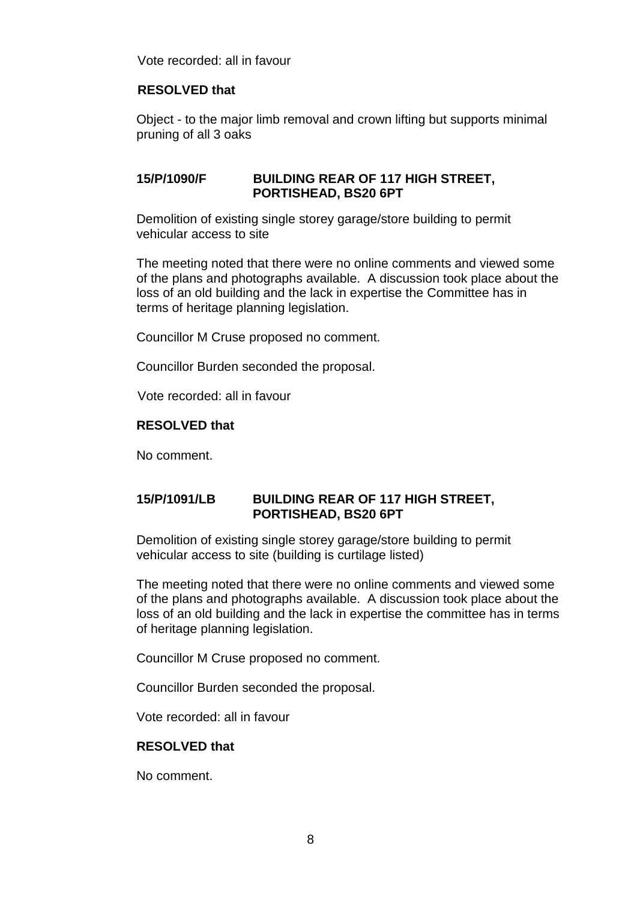Vote recorded: all in favour

**RESOLVED that**

Object - to the major limb removal and crown lifting but supports minimal pruning of all 3 oaks

### 15/P/1090/F BUILDING REAR OF 117 HIGH STREET, PORTISHEAD, BS20 6PT

Demolition of existing single storey garage/store building to permit vehicular access to site

The meeting noted that there were no online comments and viewed some of the plans and photographs available. A discussion took place about the loss of an old building and the lack in expertise the Committee has in terms of heritage planning legislation.

Councillor M Cruse proposed no comment.

Councillor Burden seconded the proposal.

Vote recorded: all in favour

**RESOLVED that**

No comment.

### 15/P/1091/LB BUILDING REAR OF 117 HIGH STREET, PORTISHEAD, BS20 6PT

Demolition of existing single storey garage/store building to permit vehicular access to site (building is curtilage listed)

The meeting noted that there were no online comments and viewed some of the plans and photographs available. A discussion took place about the loss of an old building and the lack in expertise the committee has in terms of heritage planning legislation.

Councillor M Cruse proposed no comment.

Councillor Burden seconded the proposal.

Vote recorded: all in favour

**RESOLVED that**

No comment.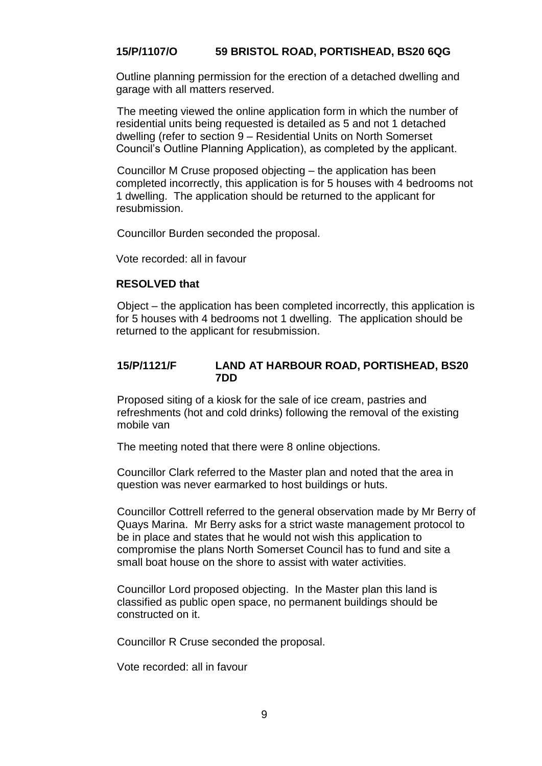### 15/P/1107/O 59 BRISTOL ROAD, PORTISHEAD, BS20 6QG

Outline planning permission for the erection of a detached dwelling and garage with all matters reserved.

The meeting viewed the online application form in which the number of residential units being requested is detailed as 5 and not 1 detached dwelling (refer to section 9 – Residential Units on North Somerset Council's Outline Planning Application), as completed by the applicant.

Councillor M Cruse proposed objecting – the application has been completed incorrectly, this application is for 5 houses with 4 bedrooms not 1 dwelling. The application should be returned to the applicant for resubmission.

Councillor Burden seconded the proposal.

Vote recorded: all in favour

**RESOLVED that**

Object – the application has been completed incorrectly, this application is for 5 houses with 4 bedrooms not 1 dwelling. The application should be returned to the applicant for resubmission.

### 15/P/1121/F LAND AT HARBOUR ROAD, PORTISHEAD, BS20 7DD

Proposed siting of a kiosk for the sale of ice cream, pastries and refreshments (hot and cold drinks) following the removal of the existing mobile van

The meeting noted that there were 8 online objections.

Councillor Clark referred to the Master plan and noted that the area in question was never earmarked to host buildings or huts.

Councillor Cottrell referred to the general observation made by Mr Berry of Quays Marina. Mr Berry asks for a strict waste management protocol to be in place and states that he would not wish this application to compromise the plans North Somerset Council has to fund and site a small boat house on the shore to assist with water activities.

Councillor Lord proposed objecting. In the Master plan this land is classified as public open space, no permanent buildings should be constructed on it.

Councillor R Cruse seconded the proposal.

Vote recorded: all in favour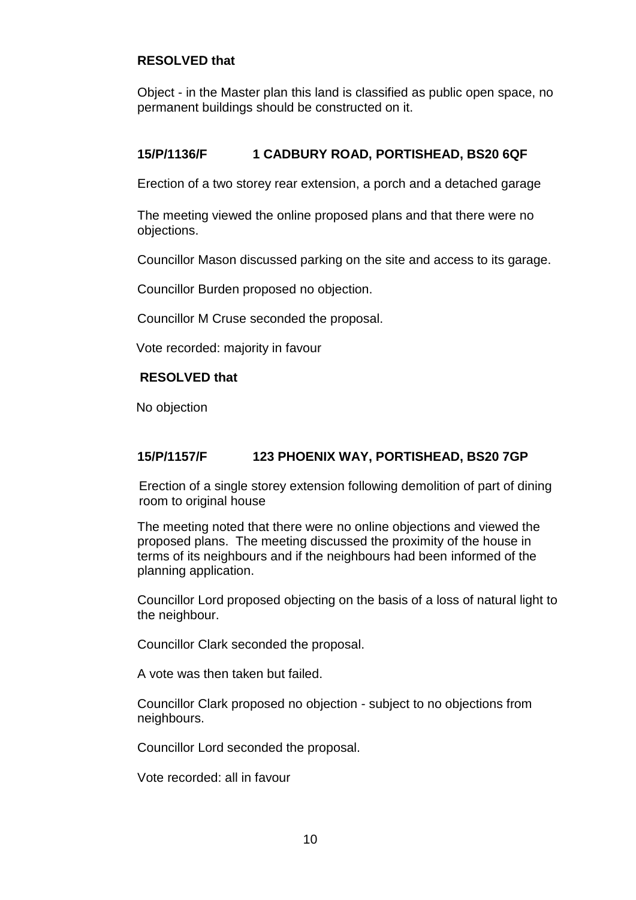**RESOLVED that**

Object - in the Master plan this land is classified as public open space, no permanent buildings should be constructed on it.

### 15/P/1136/F 1 CADBURY ROAD, PORTISHEAD, BS20 6QF

Erection of a two storey rear extension, a porch and a detached garage

The meeting viewed the online proposed plans and that there were no objections.

Councillor Mason discussed parking on the site and access to its garage.

Councillor Burden proposed no objection.

Councillor M Cruse seconded the proposal.

Vote recorded: majority in favour

**RESOLVED that**

No objection

### 15/P/1157/F 123 PHOENIX WAY, PORTISHEAD, BS20 7GP

Erection of a single storey extension following demolition of part of dining room to original house

The meeting noted that there were no online objections and viewed the proposed plans. The meeting discussed the proximity of the house in terms of its neighbours and if the neighbours had been informed of the planning application.

Councillor Lord proposed objecting on the basis of a loss of natural light to the neighbour.

Councillor Clark seconded the proposal.

A vote was then taken but failed.

Councillor Clark proposed no objection - subject to no objections from neighbours.

Councillor Lord seconded the proposal.

Vote recorded: all in favour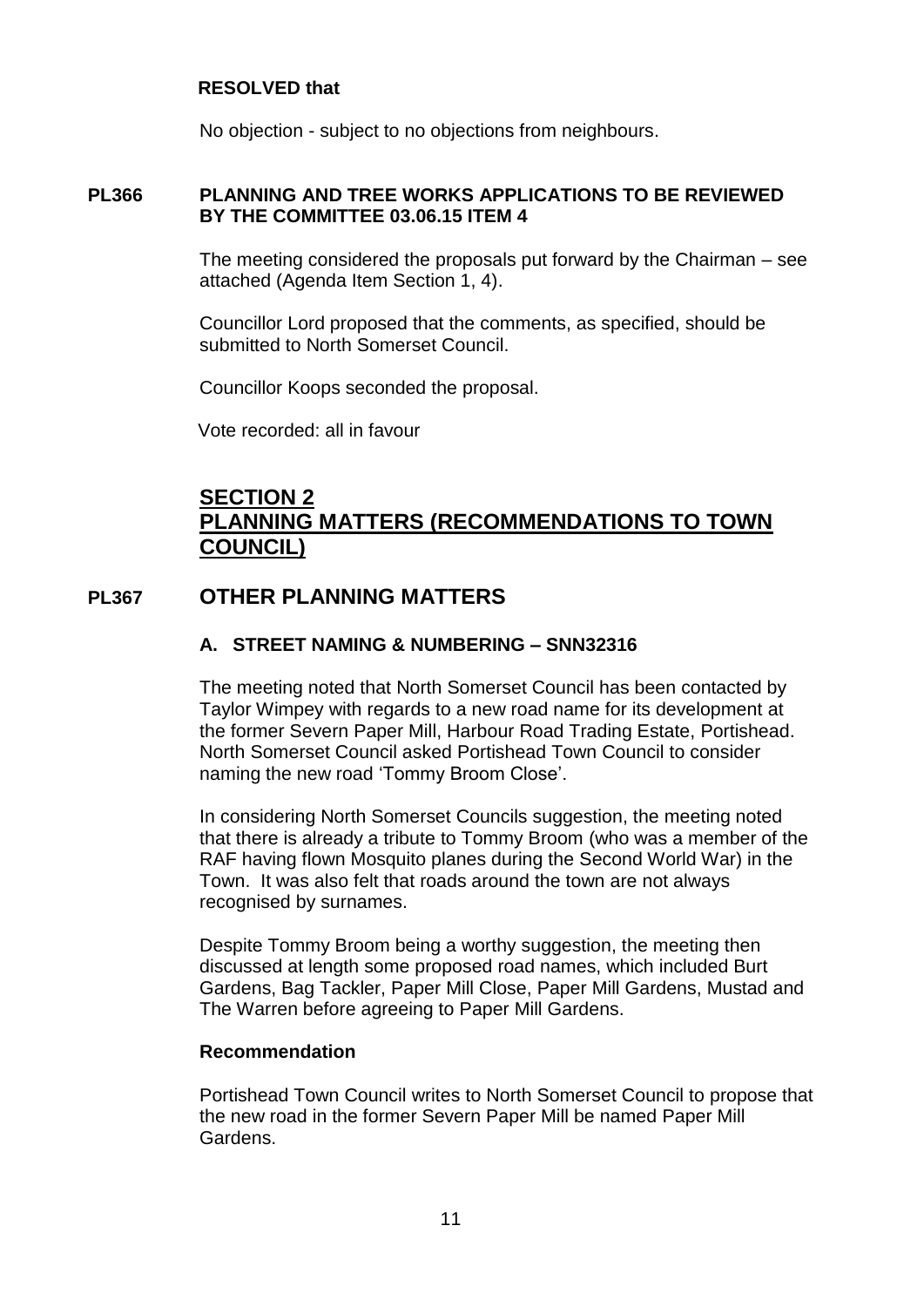**RESOLVED that**

No objection - subject to no objections from neighbours.

**PL366 PLANNING AND TREE WORKS APPLICATIONS TO BE REVIEWED BY THE COMMITTEE 03.06.15 ITEM 4**

The meeting considered the proposals put forward by the Chairman – see attached (Agenda Item Section 1, 4).

Councillor Lord proposed that the comments, as specified, should be submitted to North Somerset Council.

Councillor Koops seconded the proposal.

Vote recorded: all in favour

## SECTION 2 PLANNING MATTERS (RECOMMENDATIONS TO TOWN COUNCIL)

## PL367 OTHER PLANNING MATTERS

### A. STREET NAMING & NUMBERING – SNN32316

The meeting noted that North Somerset Council has been contacted by Taylor Wimpey with regards to a new road name for its development at the former Severn Paper Mill, Harbour Road Trading Estate, Portishead. North Somerset Council asked Portishead Town Council to consider naming the new road 'Tommy Broom Close'.

In considering North Somerset Councils suggestion, the meeting noted that there is already a tribute to Tommy Broom (who was a member of the RAF having flown Mosquito planes during the Second World War) in the Town. It was also felt that roads around the town are not always recognised by surnames.

Despite Tommy Broom being a worthy suggestion, the meeting then discussed at length some proposed road names, which included Burt Gardens, Bag Tackler, Paper Mill Close, Paper Mill Gardens, Mustad and The Warren before agreeing to Paper Mill Gardens.

**Recommendation**

Portishead Town Council writes to North Somerset Council to propose that the new road in the former Severn Paper Mill be named Paper Mill Gardens.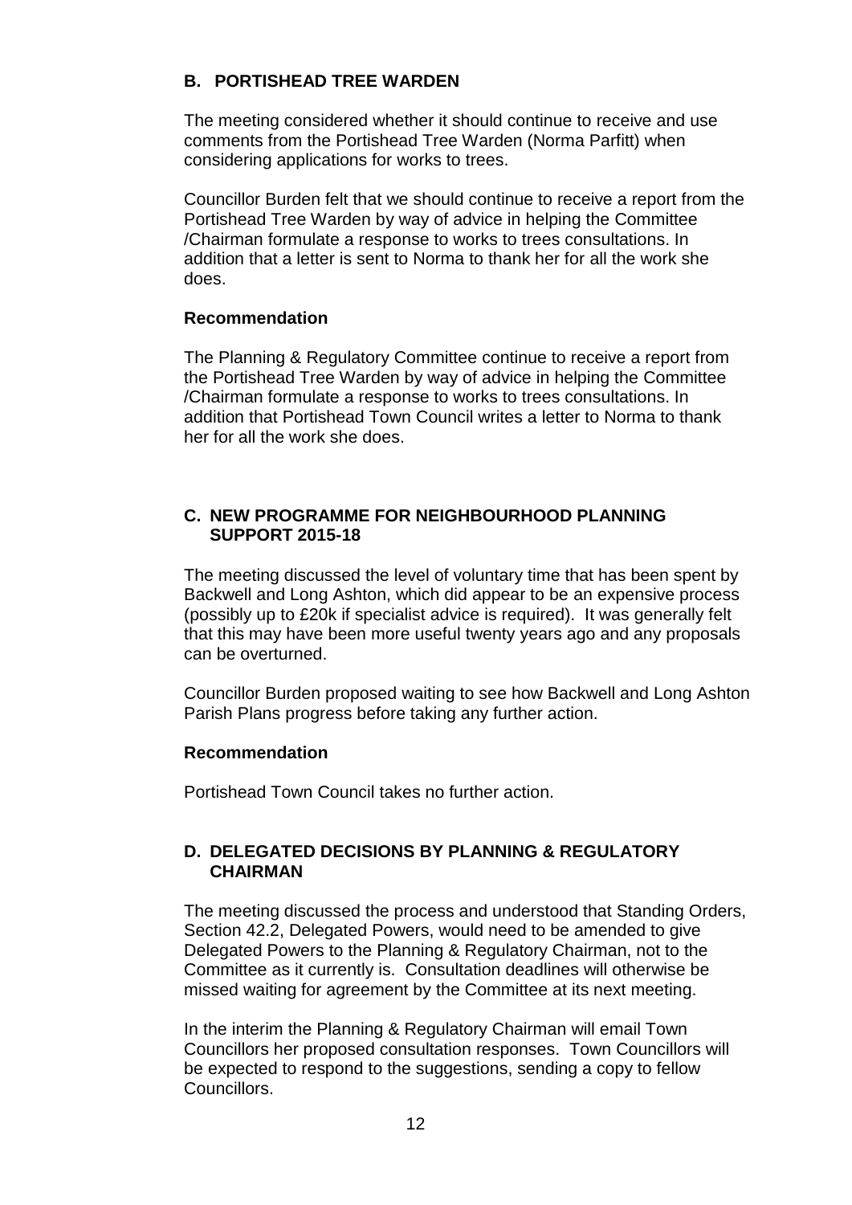## B. PORTISHEAD TREE WARDEN

The meeting considered whether it should continue to receive and use comments from the Portishead Tree Warden (Norma Parfitt) when considering applications for works to trees.

Councillor Burden felt that we should continue to receive a report from the Portishead Tree Warden by way of advice in helping the Committee /Chairman formulate a response to works to trees consultations. In addition that a letter is sent to Norma to thank her for all the work she does.

### Recommendation

The Planning & Regulatory Committee continue to receive a report from the Portishead Tree Warden by way of advice in helping the Committee /Chairman formulate a response to works to trees consultations. In addition that Portishead Town Council writes a letter to Norma to thank her for all the work she does.

## C. NEW PROGRAMME FOR NEIGHBOURHOOD PLANNING SUPPORT 2015-18

The meeting discussed the level of voluntary time that has been spent by Backwell and Long Ashton, which did appear to be an expensive process (possibly up to £20k if specialist advice is required). It was generally felt that this may have been more useful twenty years ago and any proposals can be overturned.

Councillor Burden proposed waiting to see how Backwell and Long Ashton Parish Plans progress before taking any further action.

### Recommendation

Portishead Town Council takes no further action.

## D. DELEGATED DECISIONS BY PLANNING & REGULATORY CHAIRMAN

The meeting discussed the process and understood that Standing Orders, Section 42.2, Delegated Powers, would need to be amended to give Delegated Powers to the Planning & Regulatory Chairman, not to the Committee as it currently is. Consultation deadlines will otherwise be missed waiting for agreement by the Committee at its next meeting.

In the interim the Planning & Regulatory Chairman will email Town Councillors her proposed consultation responses. Town Councillors will be expected to respond to the suggestions, sending a copy to fellow Councillors.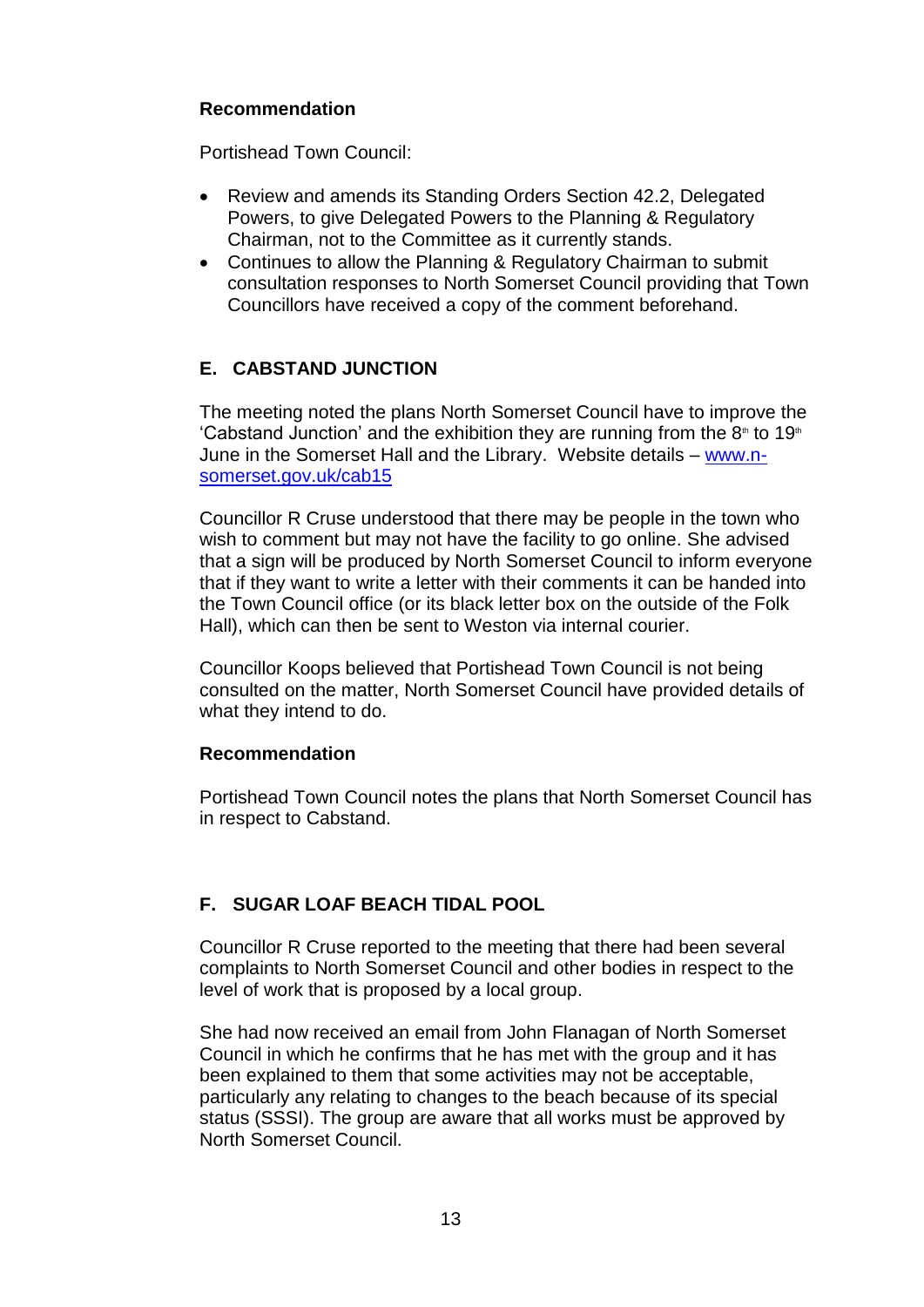**Recommendation**

Portishead Town Council:

- Review and amends its Standing Orders Section 42.2, Delegated Powers, to give Delegated Powers to the Planning & Regulatory Chairman, not to the Committee as it currently stands.
- Continues to allow the Planning & Regulatory Chairman to submit consultation responses to North Somerset Council providing that Town Councillors have received a copy of the comment beforehand.

## E. CABSTAND JUNCTION

The meeting noted the plans North Somerset Council have to improve the 'Cabstand Junction' and the exhibition they are running from the 8th to 19th June in the Somerset Hall and the Library. Website details – www.n-somerset.gov.uk/cab15

Councillor R Cruse understood that there may be people in the town who wish to comment but may not have the facility to go online. She advised that a sign will be produced by North Somerset Council to inform everyone that if they want to write a letter with their comments it can be handed into the Town Council office (or its black letter box on the outside of the Folk Hall), which can then be sent to Weston via internal courier.

Councillor Koops believed that Portishead Town Council is not being consulted on the matter, North Somerset Council have provided details of what they intend to do.

**Recommendation**

Portishead Town Council notes the plans that North Somerset Council has in respect to Cabstand.

## F. SUGAR LOAF BEACH TIDAL POOL

Councillor R Cruse reported to the meeting that there had been several complaints to North Somerset Council and other bodies in respect to the level of work that is proposed by a local group.

She had now received an email from John Flanagan of North Somerset Council in which he confirms that he has met with the group and it has been explained to them that some activities may not be acceptable, particularly any relating to changes to the beach because of its special status (SSSI). The group are aware that all works must be approved by North Somerset Council.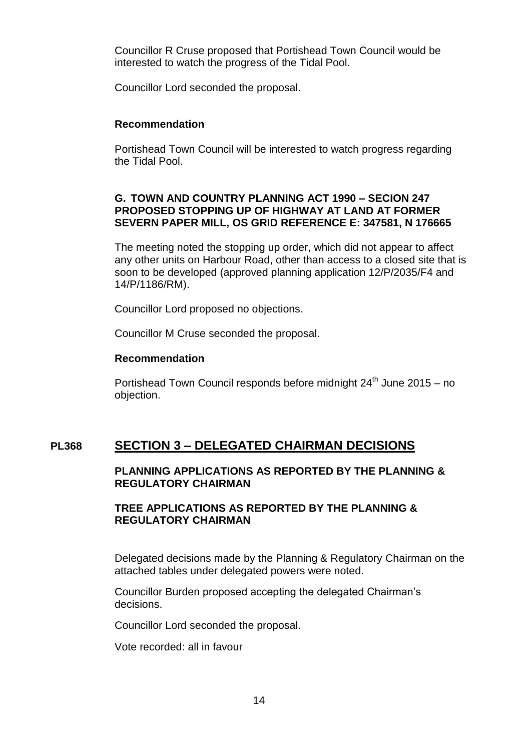Councillor R Cruse proposed that Portishead Town Council would be interested to watch the progress of the Tidal Pool.

Councillor Lord seconded the proposal.

**Recommendation**

Portishead Town Council will be interested to watch progress regarding the Tidal Pool.

**G. TOWN AND COUNTRY PLANNING ACT 1990 – SECION 247 PROPOSED STOPPING UP OF HIGHWAY AT LAND AT FORMER SEVERN PAPER MILL, OS GRID REFERENCE E: 347581, N 176665**

The meeting noted the stopping up order, which did not appear to affect any other units on Harbour Road, other than access to a closed site that is soon to be developed (approved planning application 12/P/2035/F4 and 14/P/1186/RM).

Councillor Lord proposed no objections.

Councillor M Cruse seconded the proposal.

**Recommendation**

Portishead Town Council responds before midnight 24th June 2015 – no objection.

## PL368 SECTION 3 – DELEGATED CHAIRMAN DECISIONS

**PLANNING APPLICATIONS AS REPORTED BY THE PLANNING & REGULATORY CHAIRMAN**

**TREE APPLICATIONS AS REPORTED BY THE PLANNING & REGULATORY CHAIRMAN**

Delegated decisions made by the Planning & Regulatory Chairman on the attached tables under delegated powers were noted.

Councillor Burden proposed accepting the delegated Chairman's decisions.

Councillor Lord seconded the proposal.

Vote recorded: all in favour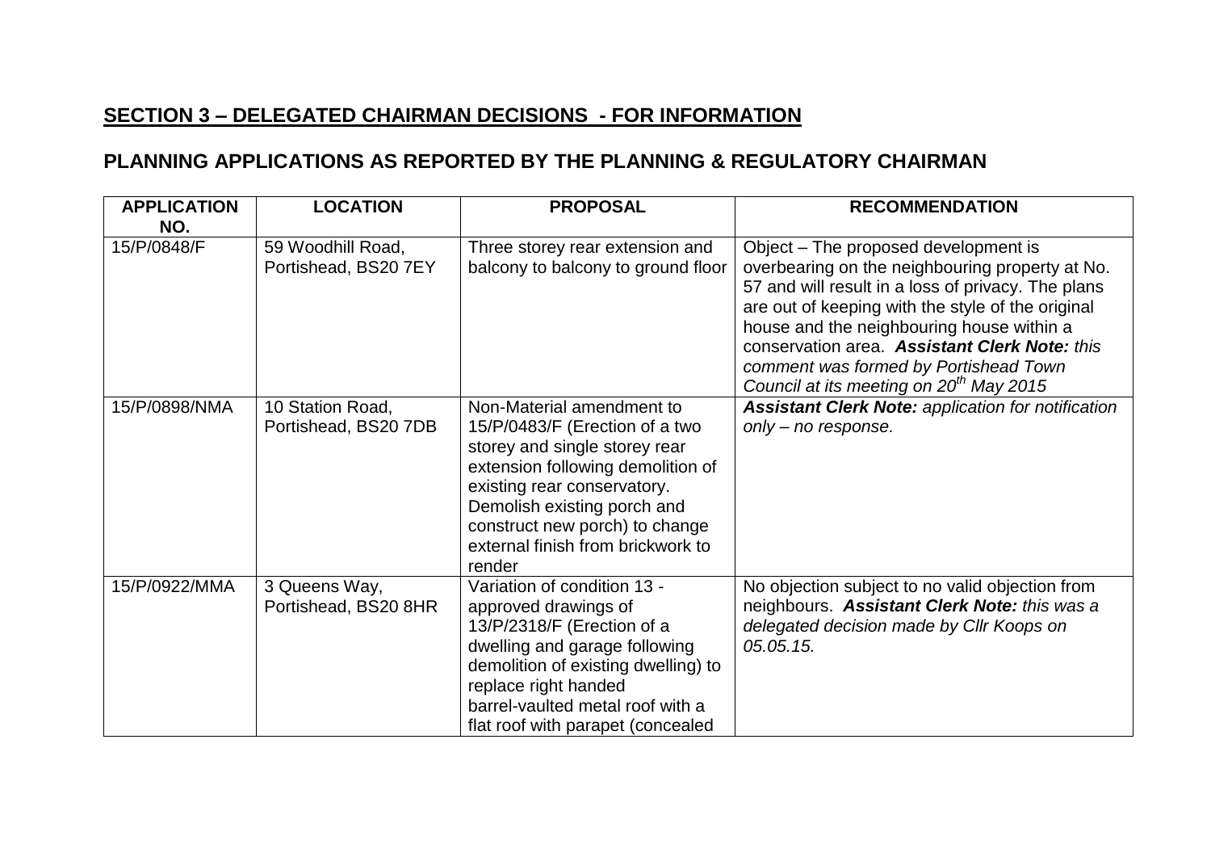## SECTION 3 – DELEGATED CHAIRMAN DECISIONS - FOR INFORMATION

## PLANNING APPLICATIONS AS REPORTED BY THE PLANNING & REGULATORY CHAIRMAN

| APPLICATION NO. | LOCATION | PROPOSAL | RECOMMENDATION |
|---|---|---|---|
| 15/P/0848/F | 59 Woodhill Road, Portishead, BS20 7EY | Three storey rear extension and balcony to balcony to ground floor | Object – The proposed development is overbearing on the neighbouring property at No. 57 and will result in a loss of privacy. The plans are out of keeping with the style of the original house and the neighbouring house within a conservation area. ***Assistant Clerk Note:*** *this comment was formed by Portishead Town Council at its meeting on 20th May 2015* |
| 15/P/0898/NMA | 10 Station Road, Portishead, BS20 7DB | Non-Material amendment to 15/P/0483/F (Erection of a two storey and single storey rear extension following demolition of existing rear conservatory. Demolish existing porch and construct new porch) to change external finish from brickwork to render | ***Assistant Clerk Note:*** *application for notification only – no response.* |
| 15/P/0922/MMA | 3 Queens Way, Portishead, BS20 8HR | Variation of condition 13 - approved drawings of 13/P/2318/F (Erection of a dwelling and garage following demolition of existing dwelling) to replace right handed barrel-vaulted metal roof with a flat roof with parapet (concealed | No objection subject to no valid objection from neighbours. ***Assistant Clerk Note:*** *this was a delegated decision made by Cllr Koops on 05.05.15.* |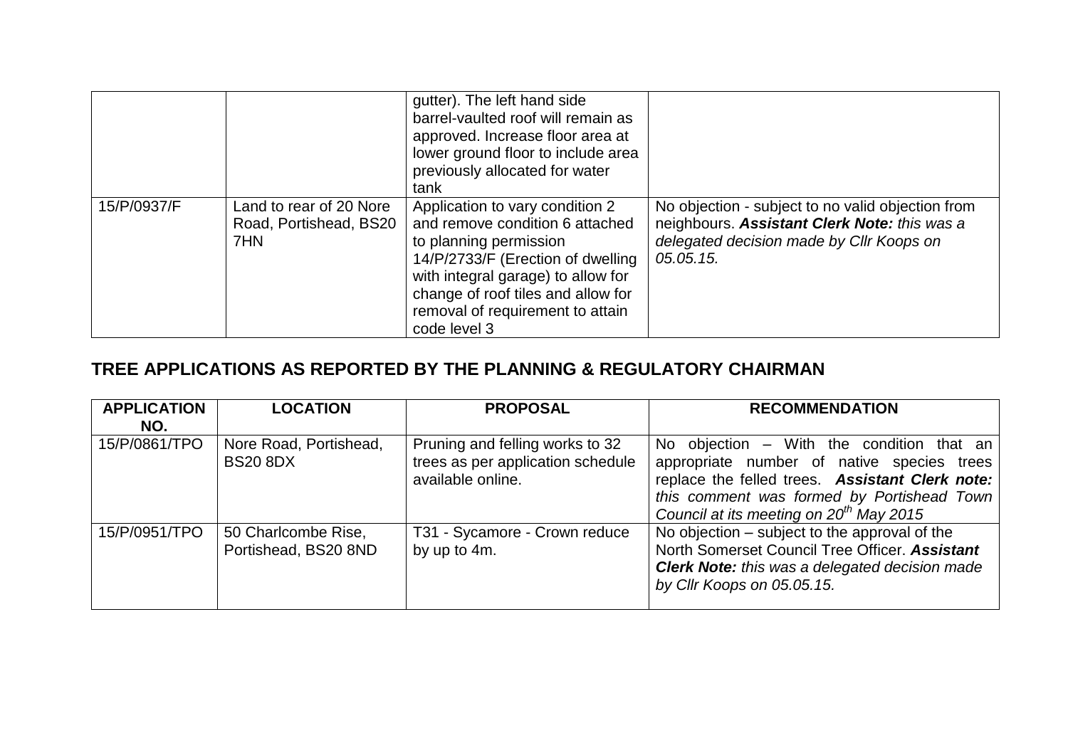| | | gutter). The left hand side barrel-vaulted roof will remain as approved. Increase floor area at lower ground floor to include area previously allocated for water tank | |
|---|---|---|---|
| 15/P/0937/F | Land to rear of 20 Nore Road, Portishead, BS20 7HN | Application to vary condition 2 and remove condition 6 attached to planning permission 14/P/2733/F (Erection of dwelling with integral garage) to allow for change of roof tiles and allow for removal of requirement to attain code level 3 | No objection - subject to no valid objection from neighbours. ***Assistant Clerk Note:*** *this was a delegated decision made by Cllr Koops on 05.05.15.* |

## TREE APPLICATIONS AS REPORTED BY THE PLANNING & REGULATORY CHAIRMAN

| APPLICATION NO. | LOCATION | PROPOSAL | RECOMMENDATION |
|---|---|---|---|
| 15/P/0861/TPO | Nore Road, Portishead, BS20 8DX | Pruning and felling works to 32 trees as per application schedule available online. | No objection – With the condition that an appropriate number of native species trees replace the felled trees. ***Assistant Clerk note:*** *this comment was formed by Portishead Town Council at its meeting on 20th May 2015* |
| 15/P/0951/TPO | 50 Charlcombe Rise, Portishead, BS20 8ND | T31 - Sycamore - Crown reduce by up to 4m. | No objection – subject to the approval of the North Somerset Council Tree Officer. ***Assistant Clerk Note:*** *this was a delegated decision made by Cllr Koops on 05.05.15.* |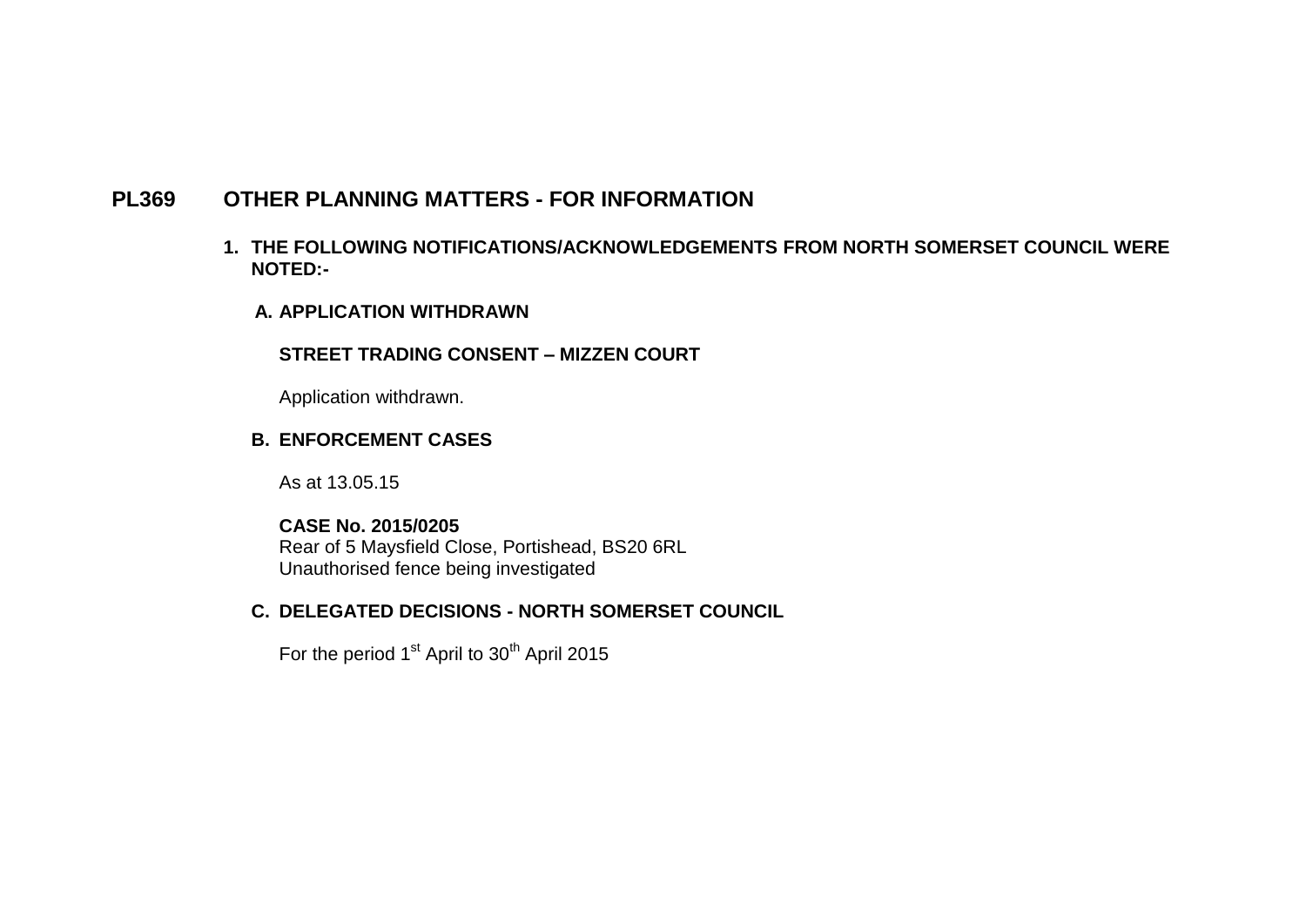## PL369 OTHER PLANNING MATTERS - FOR INFORMATION

**1. THE FOLLOWING NOTIFICATIONS/ACKNOWLEDGEMENTS FROM NORTH SOMERSET COUNCIL WERE NOTED:-**

**A. APPLICATION WITHDRAWN**

**STREET TRADING CONSENT – MIZZEN COURT**

Application withdrawn.

**B. ENFORCEMENT CASES**

As at 13.05.15

**CASE No. 2015/0205**
Rear of 5 Maysfield Close, Portishead, BS20 6RL
Unauthorised fence being investigated

**C. DELEGATED DECISIONS - NORTH SOMERSET COUNCIL**

For the period 1st April to 30th April 2015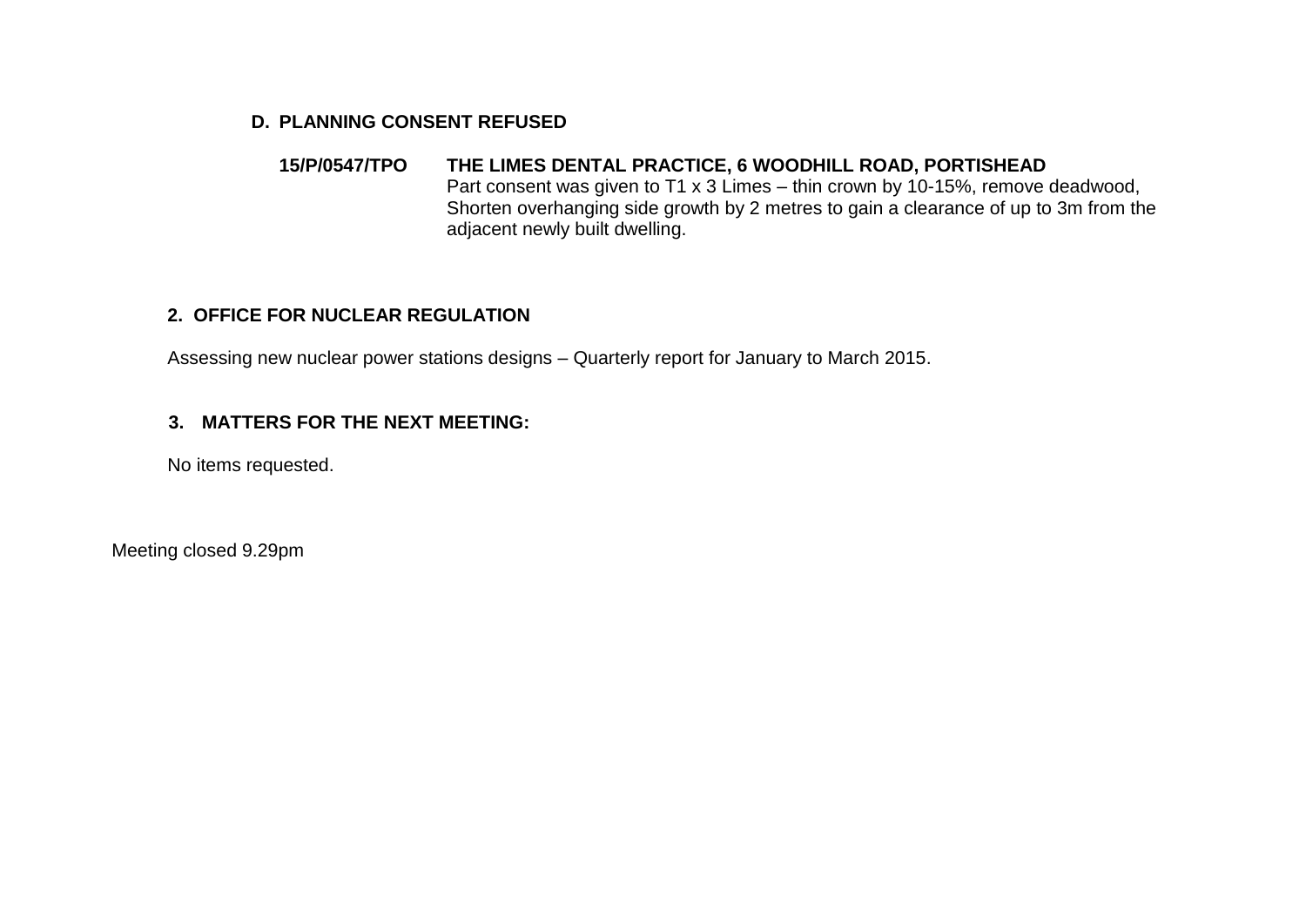### D. PLANNING CONSENT REFUSED

**15/P/0547/TPO** **THE LIMES DENTAL PRACTICE, 6 WOODHILL ROAD, PORTISHEAD**
Part consent was given to T1 x 3 Limes – thin crown by 10-15%, remove deadwood, Shorten overhanging side growth by 2 metres to gain a clearance of up to 3m from the adjacent newly built dwelling.

## 2. OFFICE FOR NUCLEAR REGULATION

Assessing new nuclear power stations designs – Quarterly report for January to March 2015.

## 3. MATTERS FOR THE NEXT MEETING:

No items requested.

Meeting closed 9.29pm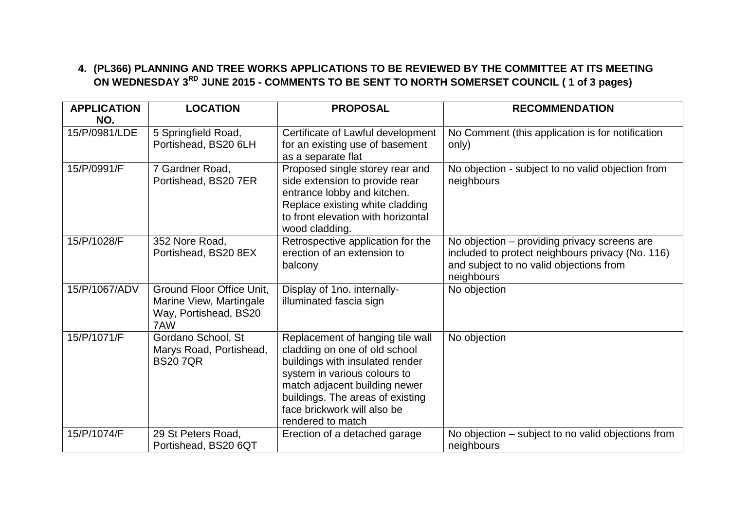**4. (PL366) PLANNING AND TREE WORKS APPLICATIONS TO BE REVIEWED BY THE COMMITTEE AT ITS MEETING ON WEDNESDAY 3RD JUNE 2015 - COMMENTS TO BE SENT TO NORTH SOMERSET COUNCIL ( 1 of 3 pages)**

| APPLICATION NO. | LOCATION | PROPOSAL | RECOMMENDATION |
|---|---|---|---|
| 15/P/0981/LDE | 5 Springfield Road, Portishead, BS20 6LH | Certificate of Lawful development for an existing use of basement as a separate flat | No Comment (this application is for notification only) |
| 15/P/0991/F | 7 Gardner Road, Portishead, BS20 7ER | Proposed single storey rear and side extension to provide rear entrance lobby and kitchen. Replace existing white cladding to front elevation with horizontal wood cladding. | No objection - subject to no valid objection from neighbours |
| 15/P/1028/F | 352 Nore Road, Portishead, BS20 8EX | Retrospective application for the erection of an extension to balcony | No objection – providing privacy screens are included to protect neighbours privacy (No. 116) and subject to no valid objections from neighbours |
| 15/P/1067/ADV | Ground Floor Office Unit, Marine View, Martingale Way, Portishead, BS20 7AW | Display of 1no. internally-illuminated fascia sign | No objection |
| 15/P/1071/F | Gordano School, St Marys Road, Portishead, BS20 7QR | Replacement of hanging tile wall cladding on one of old school buildings with insulated render system in various colours to match adjacent building newer buildings. The areas of existing face brickwork will also be rendered to match | No objection |
| 15/P/1074/F | 29 St Peters Road, Portishead, BS20 6QT | Erection of a detached garage | No objection – subject to no valid objections from neighbours |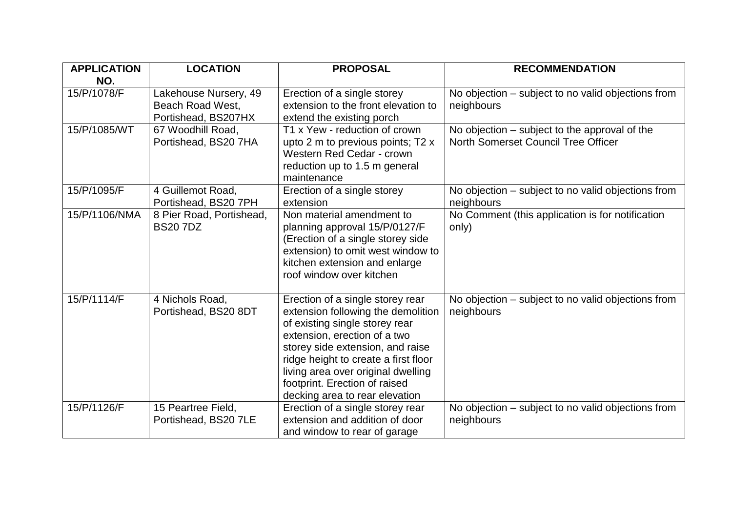| APPLICATION NO. | LOCATION | PROPOSAL | RECOMMENDATION |
|---|---|---|---|
| 15/P/1078/F | Lakehouse Nursery, 49 Beach Road West, Portishead, BS207HX | Erection of a single storey extension to the front elevation to extend the existing porch | No objection – subject to no valid objections from neighbours |
| 15/P/1085/WT | 67 Woodhill Road, Portishead, BS20 7HA | T1 x Yew - reduction of crown upto 2 m to previous points; T2 x Western Red Cedar - crown reduction up to 1.5 m general maintenance | No objection – subject to the approval of the North Somerset Council Tree Officer |
| 15/P/1095/F | 4 Guillemot Road, Portishead, BS20 7PH | Erection of a single storey extension | No objection – subject to no valid objections from neighbours |
| 15/P/1106/NMA | 8 Pier Road, Portishead, BS20 7DZ | Non material amendment to planning approval 15/P/0127/F (Erection of a single storey side extension) to omit west window to kitchen extension and enlarge roof window over kitchen | No Comment (this application is for notification only) |
| 15/P/1114/F | 4 Nichols Road, Portishead, BS20 8DT | Erection of a single storey rear extension following the demolition of existing single storey rear extension, erection of a two storey side extension, and raise ridge height to create a first floor living area over original dwelling footprint. Erection of raised decking area to rear elevation | No objection – subject to no valid objections from neighbours |
| 15/P/1126/F | 15 Peartree Field, Portishead, BS20 7LE | Erection of a single storey rear extension and addition of door and window to rear of garage | No objection – subject to no valid objections from neighbours |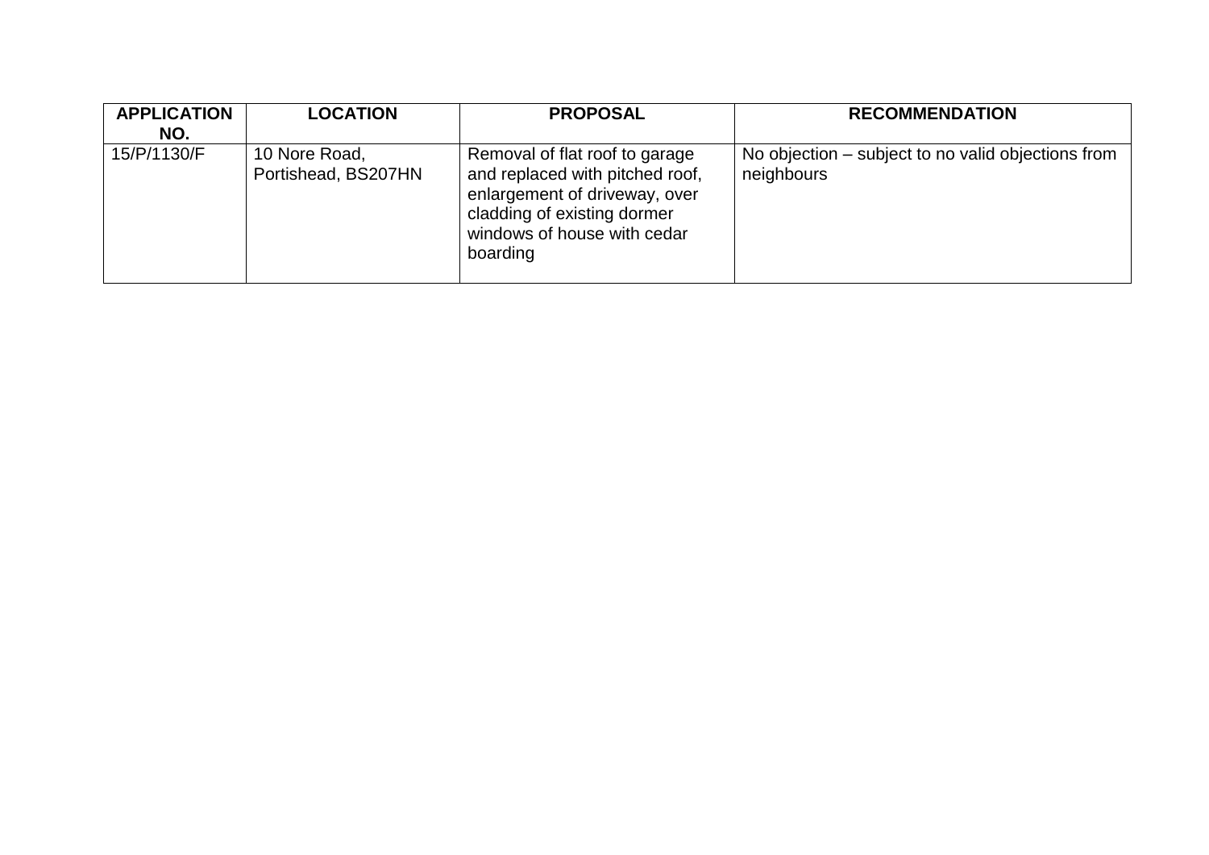| APPLICATION NO. | LOCATION | PROPOSAL | RECOMMENDATION |
| --- | --- | --- | --- |
| 15/P/1130/F | 10 Nore Road, Portishead, BS207HN | Removal of flat roof to garage and replaced with pitched roof, enlargement of driveway, over cladding of existing dormer windows of house with cedar boarding | No objection – subject to no valid objections from neighbours |